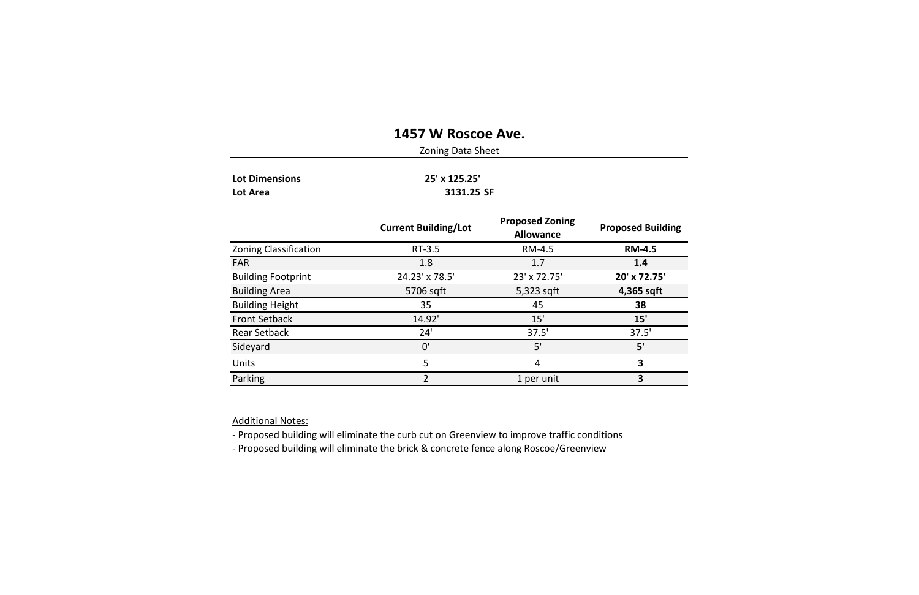# 1457 W Roscoe Ave.

Zoning Data Sheet

**Lot Dimensions** **25' x 125.25'**
**Lot Area** **3131.25 SF**

| | Current Building/Lot | Proposed Zoning Allowance | Proposed Building |
|---|---|---|---|
| Zoning Classification | RT-3.5 | RM-4.5 | **RM-4.5** |
| FAR | 1.8 | 1.7 | **1.4** |
| Building Footprint | 24.23' x 78.5' | 23' x 72.75' | **20' x 72.75'** |
| Building Area | 5706 sqft | 5,323 sqft | **4,365 sqft** |
| Building Height | 35 | 45 | **38** |
| Front Setback | 14.92' | 15' | **15'** |
| Rear Setback | 24' | 37.5' | 37.5' |
| Sideyard | 0' | 5' | **5'** |
| Units | 5 | 4 | **3** |
| Parking | 2 | 1 per unit | **3** |

Additional Notes:

- Proposed building will eliminate the curb cut on Greenview to improve traffic conditions
- Proposed building will eliminate the brick & concrete fence along Roscoe/Greenview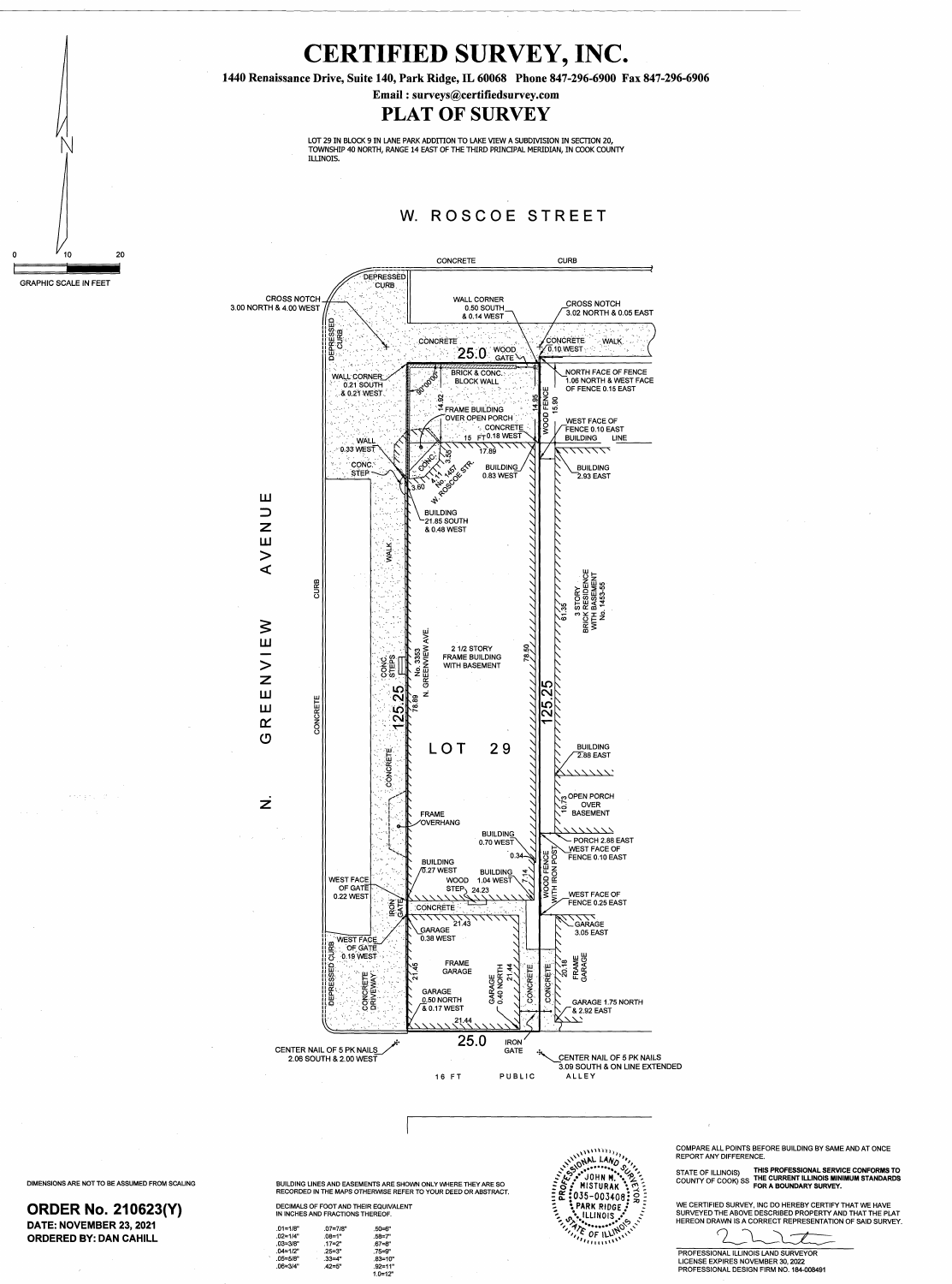# CERTIFIED SURVEY, INC.

**1440 Renaissance Drive, Suite 140, Park Ridge, IL 60068 Phone 847-296-6900 Fax 847-296-6906**

**Email : surveys@certifiedsurvey.com**

## PLAT OF SURVEY

LOT 29 IN BLOCK 9 IN LANE PARK ADDITION TO LAKE VIEW A SUBDIVISION IN SECTION 20, TOWNSHIP 40 NORTH, RANGE 14 EAST OF THE THIRD PRINCIPAL MERIDIAN, IN COOK COUNTY ILLINOIS.

W. ROSCOE STREET

N. GREENVIEW AVENUE

0 10 20
GRAPHIC SCALE IN FEET

CONCRETE CURB

DEPRESSED CURB

CROSS NOTCH 3.00 NORTH & 4.00 WEST

WALL CORNER 0.50 SOUTH & 0.14 WEST

CROSS NOTCH 3.02 NORTH & 0.05 EAST

CONCRETE WALK

25.0 WOOD GATE 0.10 WEST

WALL CORNER 0.21 SOUTH & 0.21 WEST

BRICK & CONC. BLOCK WALL

90°00'00"

NORTH FACE OF FENCE 1.06 NORTH & WEST FACE OF FENCE 0.15 EAST

FRAME BUILDING OVER OPEN PORCH

14.92 14.95 15.90

WOOD FENCE

WEST FACE OF FENCE 0.10 EAST

CONCRETE 15 FT 0.18 WEST BUILDING LINE

WALL 0.33 WEST

17.89

CONC. STEP

CONC. 4.11 3.55 No. 1457 W. ROSCOE STR.

BUILDING 0.83 WEST

BUILDING 2.93 EAST

3.60

BUILDING 21.85 SOUTH & 0.48 WEST

WALK

CURB

3 STORY BRICK RESIDENCE WITH BASEMENT No. 1453-55

61.35

CONCRETE

CONC. STEPS

No. 3353 N. GREENVIEW AVE.

2 1/2 STORY FRAME BUILDING WITH BASEMENT

78.50

78.89

125.25 125.25

LOT 29

BUILDING 2.88 EAST

CONCRETE

OPEN PORCH OVER BASEMENT

10.73

FRAME OVERHANG

BUILDING 0.70 WEST

PORCH 2.86 EAST

0.34

WEST FACE OF FENCE 0.10 EAST

BUILDING 0.27 WEST

BUILDING 1.04 WEST

7.14

WOOD FENCE WITH IRON POST

WEST FACE OF GATE 0.22 WEST

WOOD STEP 24.23

WEST FACE OF FENCE 0.25 EAST

IRON GATE

CONCRETE

21.43

GARAGE 3.05 EAST

WEST FACE OF GATE 0.19 WEST

GARAGE 0.38 WEST

DEPRESSED CURB

CONCRETE DRIVEWAY

21.45

FRAME GARAGE

GARAGE 0.40 NORTH

21.44

CONCRETE

20.18 FRAME GARAGE

GARAGE 0.50 NORTH & 0.17 WEST

GARAGE 1.75 NORTH & 2.92 EAST

21.44

25.0 IRON GATE

CENTER NAIL OF 5 PK NAILS 2.06 SOUTH & 2.00 WEST

CENTER NAIL OF 5 PK NAILS 3.09 SOUTH & ON LINE EXTENDED

16 FT PUBLIC ALLEY

DIMENSIONS ARE NOT TO BE ASSUMED FROM SCALING

**ORDER No. 210623(Y)**
**DATE: NOVEMBER 23, 2021**
**ORDERED BY: DAN CAHILL**

BUILDING LINES AND EASEMENTS ARE SHOWN ONLY WHERE THEY ARE SO RECORDED IN THE MAPS OTHERWISE REFER TO YOUR DEED OR ABSTRACT.

DECIMALS OF FOOT AND THEIR EQUIVALENT IN INCHES AND FRACTIONS THEREOF.

| | | |
|---|---|---|
| .01=1/8" | .07=7/8" | .50=6" |
| .02=1/4" | .08=1" | .58=7" |
| .03=3/8" | .17=2" | .67=8" |
| .04=1/2" | .25=3" | .75=9" |
| .05=5/8" | .33=4" | .83=10" |
| .06=3/4" | .42=5" | .92=11" |
| | | 1.0=12" |

PROFESSIONAL LAND SURVEYOR JOHN M. MISTURAK 035-003408 PARK RIDGE ILLINOIS STATE OF ILLINOIS

COMPARE ALL POINTS BEFORE BUILDING BY SAME AND AT ONCE REPORT ANY DIFFERENCE.

STATE OF ILLINOIS) COUNTY OF COOK) SS **THIS PROFESSIONAL SERVICE CONFORMS TO THE CURRENT ILLINOIS MINIMUM STANDARDS FOR A BOUNDARY SURVEY.**

WE CERTIFIED SURVEY, INC DO HEREBY CERTIFY THAT WE HAVE SURVEYED THE ABOVE DESCRIBED PROPERTY AND THAT THE PLAT HEREON DRAWN IS A CORRECT REPRESENTATION OF SAID SURVEY.

PROFESSIONAL ILLINOIS LAND SURVEYOR
LICENSE EXPIRES NOVEMBER 30, 2022
PROFESSIONAL DESIGN FIRM NO. 184-008491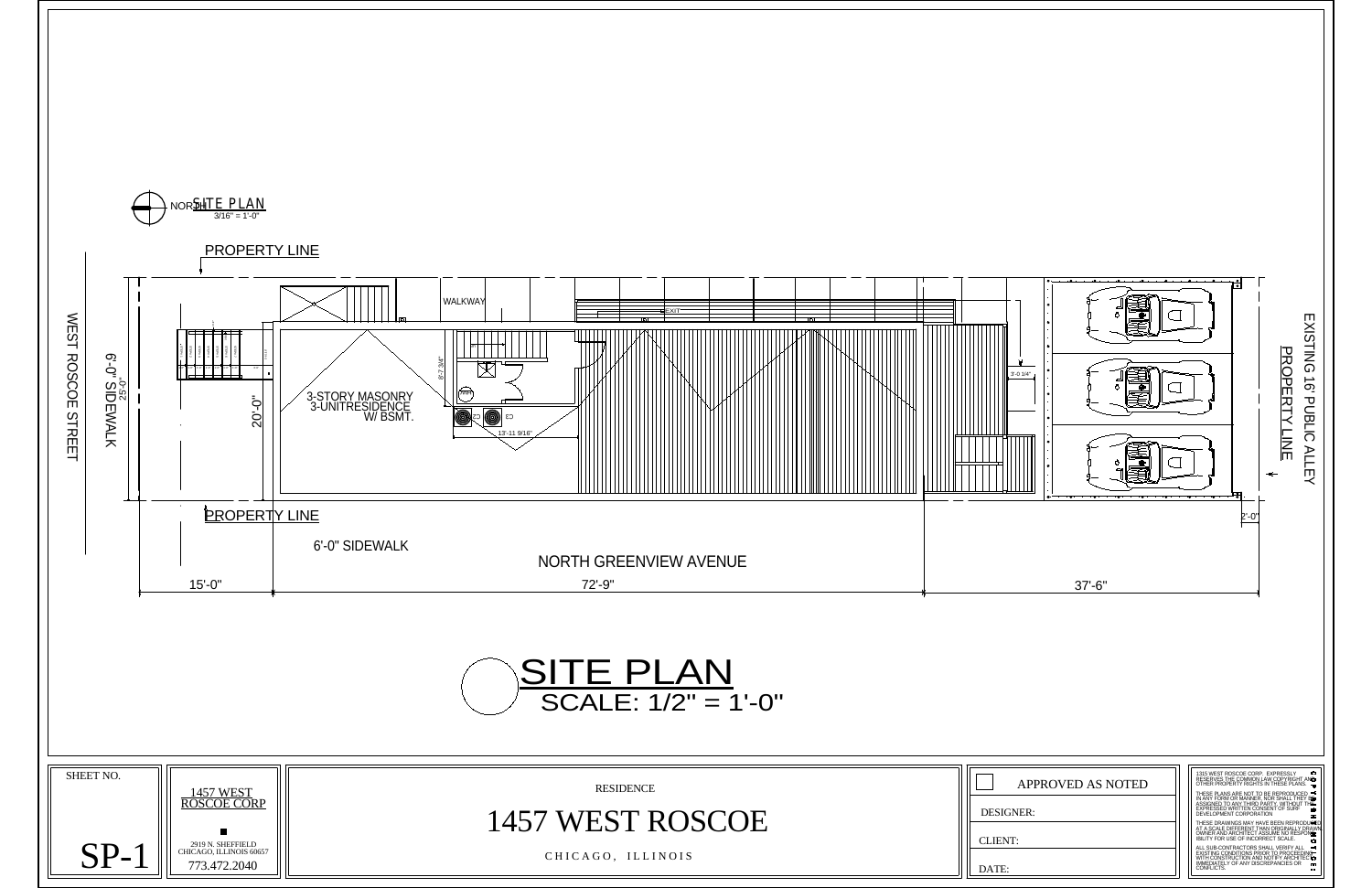NORTH

SITE PLAN
3/16" = 1'-0"

PROPERTY LINE

WEST ROSCOE STREET

6'-0" SIDEWALK

25'-0"

WALKWAY

EXIT

8'-7 3/4"

3-STORY MASONRY
3-UNITRESIDENCE
W/ BSMT.

20'-0"

C3 C3

13'-11 9/16"

3'-0 1/4"

EXISTING 16' PUBLIC ALLEY

PROPERTY LINE

PROPERTY LINE

2'-0"

6'-0" SIDEWALK

NORTH GREENVIEW AVENUE

15'-0" 72'-9" 37'-6"

# SITE PLAN
SCALE: 1/2" = 1'-0"

SHEET NO.

SP-1

1457 WEST ROSCOE CORP

2919 N. SHEFFIELD
CHICAGO, ILLINOIS 60657
773.472.2040

RESIDENCE

1457 WEST ROSCOE

CHICAGO, ILLINOIS

APPROVED AS NOTED

DESIGNER:

CLIENT:

DATE:

1315 WEST ROSCOE CORP. EXPRESSLY RESERVES THE COMMON LAW COPYRIGHT AND OTHER PROPERTY RIGHTS IN THESE PLANS.

THESE PLANS ARE NOT TO BE REPRODUCED IN ANY FORM OR MANNER, NOR SHALL THEY BE ASSIGNED TO ANY THIRD PARTY, WITHOUT THE EXPRESSED WRITTEN CONSENT OF SURF DEVELOPMENT CORPORATION

THESE DRAWINGS MAY HAVE BEEN REPRODUCED AT A SCALE DIFFERENT THAN ORIGINALLY DRAWN. OWNER AND ARCHITECT ASSUME NO RESPONSIBILITY FOR USE OF INCORRECT SCALE.

ALL SUB-CONTRACTORS SHALL VERIFY ALL EXISTING CONDITIONS PRIOR TO PROCEEDING WITH CONSTRUCTION AND NOTIFY ARCHITECT IMMEDIATELY OF ANY DISCREPANCIES OR CONFLICTS.

COPYRIGHT NOTICE: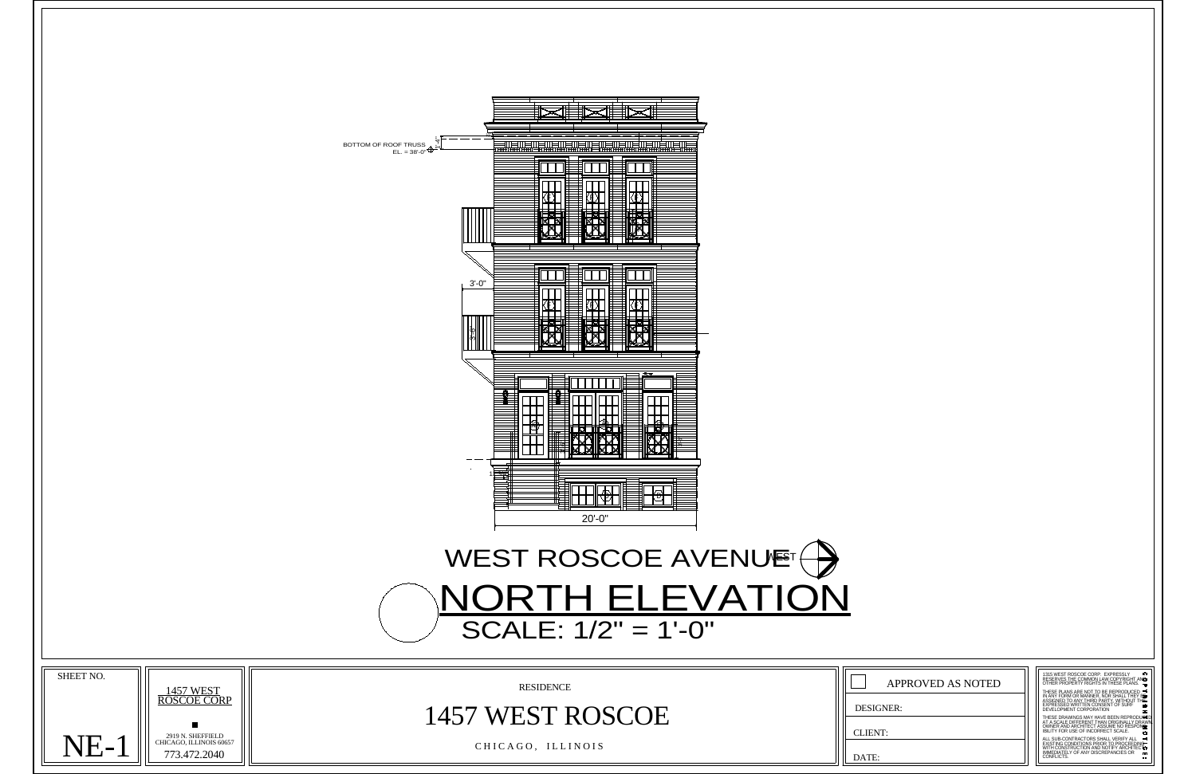BOTTOM OF ROOF TRUSS
EL. = 38'-0"

3'-0"

20'-0"

WEST ROSCOE AVENUE

WEST

# NORTH ELEVATION

SCALE: 1/2" = 1'-0"

SHEET NO.

NE-1

1457 WEST ROSCOE CORP

2919 N. SHEFFIELD
CHICAGO, ILLINOIS 60657
773.472.2040

RESIDENCE

1457 WEST ROSCOE

CHICAGO, ILLINOIS

APPROVED AS NOTED

DESIGNER:

CLIENT:

DATE:

1315 WEST ROSCOE CORP. EXPRESSLY RESERVES THE COMMON LAW COPYRIGHT AND OTHER PROPERTY RIGHTS IN THESE PLANS.

THESE PLANS ARE NOT TO BE REPRODUCED IN ANY FORM OR MANNER, NOR SHALL THEY BE ASSIGNED TO ANY THIRD PARTY, WITHOUT THE EXPRESSED WRITTEN CONSENT OF SURF DEVELOPMENT CORPORATION

THESE DRAWINGS MAY HAVE BEEN REPRODUCED AT A SCALE DIFFERENT THAN ORIGINALLY DRAWN. OWNER AND ARCHITECT ASSUME NO RESPONSIBILITY FOR USE OF INCORRECT SCALE.

ALL SUB-CONTRACTORS SHALL VERIFY ALL EXISTING CONDITIONS PRIOR TO PROCEEDING WITH CONSTRUCTION AND NOTIFY ARCHITECT IMMEDIATELY OF ANY DISCREPANCIES OR CONFLICTS.

COPYRIGHT NOTICE: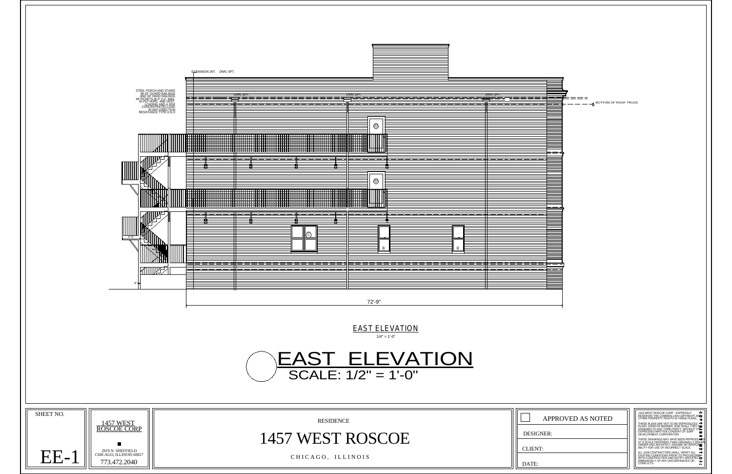EXPANSION JNT. DWN. SPT.

STEEL PORCH AND STAIRS W/ 42" GUARD RAILINGS AND 34" HAND RAILINGS W/ PICKETS @ 4" O.C. MAX. 50 PLF HORZ. AND VERT. LOADING AND A 200# CONCENTRATED LOAD IN ANY DIRECTION RESISTANCE TYPE U.N.O

DWN. SPT.

DWN. SPT.

DWN. SPT.

BOTTOM OF ROOF TRUSS

B

B

4"

72'-9"

EAST ELEVATION

1/4" = 1'-0"

# EAST ELEVATION

SCALE: 1/2" = 1'-0"

| SHEET NO. | | |
|---|---|---|
| EE-1 | 1457 WEST ROSCOE CORP<br>2919 N. SHEFFIELD<br>CHICAGO, ILLINOIS 60657<br>773.472.2040 | RESIDENCE<br>1457 WEST ROSCOE<br>CHICAGO, ILLINOIS |

APPROVED AS NOTED

DESIGNER:

CLIENT:

DATE:

COPYRIGHT NOTICE:

1315 WEST ROSCOE CORP. EXPRESSLY RESERVES THE COMMON LAW COPYRIGHT AND OTHER PROPERTY RIGHTS IN THESE PLANS.

THESE PLANS ARE NOT TO BE REPRODUCED IN ANY FORM OR MANNER, NOR SHALL THEY BE ASSIGNED TO ANY THIRD PARTY, WITHOUT THE EXPRESSED WRITTEN CONSENT OF SURF DEVELOPMENT CORPORATION

THESE DRAWINGS MAY HAVE BEEN REPRODUCED AT A SCALE DIFFERENT THAN ORIGINALLY DRAWN. OWNER AND ARCHITECT ASSUME NO RESPONSIBILITY FOR USE OF INCORRECT SCALE.

ALL SUB-CONTRACTORS SHALL VERIFY ALL EXISTING CONDITIONS PRIOR TO PROCEEDING WITH CONSTRUCTION AND NOTIFY ARCHITECT IMMEDIATELY OF ANY DISCREPANCIES OR CONFLICTS.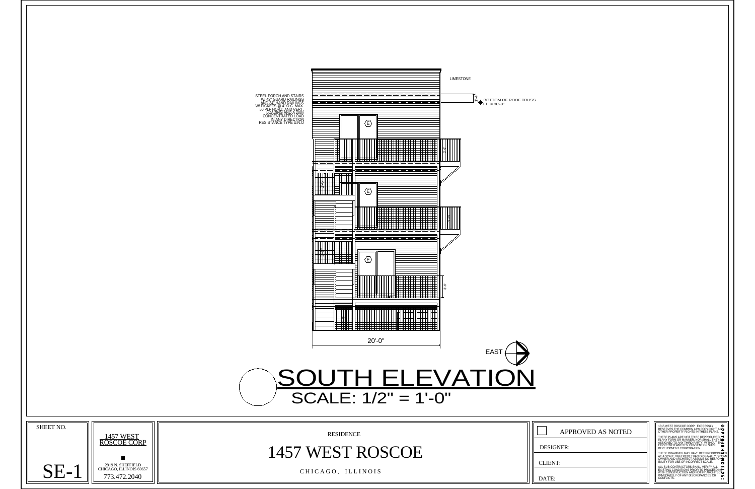LIMESTONE

STEEL PORCH AND STAIRS W/ 42" GUARD RAILINGS AND 34" HAND RAILINGS W/ PICKETS @ 4" O.C. MAX. 50 PLF HORZ. AND VERT. LOADING AND A 200# CONCENTRATED LOAD IN ANY DIRECTION RESISTANCE TYPE U.N.O

BOTTOM OF ROOF TRUSS
EL. = 38'-0"

1'-4"

3'-6"

20'-0"

EAST

# SOUTH ELEVATION

SCALE: 1/2" = 1'-0"

| SHEET NO. | 1457 WEST ROSCOE CORP | RESIDENCE | APPROVED AS NOTED |
|---|---|---|---|
| SE-1 | 2919 N. SHEFFIELD CHICAGO, ILLINOIS 60657 773.472.2040 | 1457 WEST ROSCOE | DESIGNER: |
| | | CHICAGO, ILLINOIS | CLIENT: |
| | | | DATE: |

1315 WEST ROSCOE CORP. EXPRESSLY RESERVES THE COMMON LAW COPYRIGHT AND OTHER PROPERTY RIGHTS IN THESE PLANS.

THESE PLANS ARE NOT TO BE REPRODUCED IN ANY FORM OR MANNER, NOR SHALL THEY BE ASSIGNED TO ANY THIRD PARTY, WITHOUT THE EXPRESSED WRITTEN CONSENT OF SURF DEVELOPMENT CORPORATION

THESE DRAWINGS MAY HAVE BEEN REPRODUCED AT A SCALE DIFFERENT THAN ORIGINALLY DRAWN. OWNER AND ARCHITECT ASSUME NO RESPONSIBILITY FOR USE OF INCORRECT SCALE.

ALL SUB-CONTRACTORS SHALL VERIFY ALL EXISTING CONDITIONS PRIOR TO PROCEEDING WITH CONSTRUCTION AND NOTIFY ARCHITECT IMMEDIATELY OF ANY DISCREPANCIES OR CONFLICTS.

COPYRIGHT NOTICE: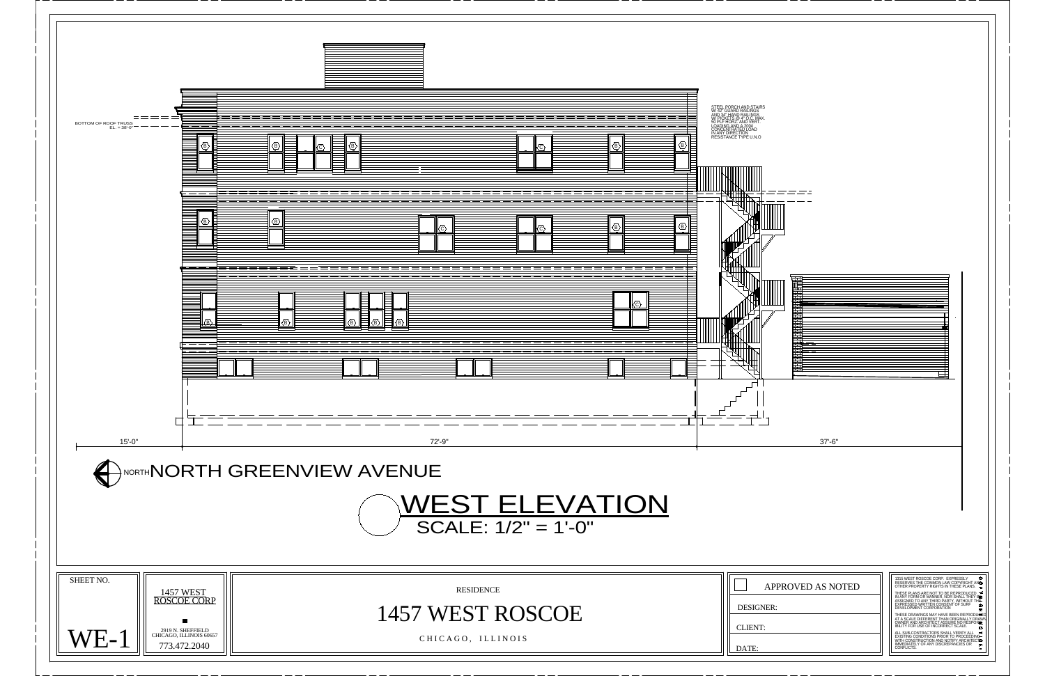BOTTOM OF ROOF TRUSS
EL. = 38'-0"

STEEL PORCH AND STAIRS
W/ 42" GUARD RAILINGS
AND 34" HAND RAILINGS
W/ PICKETS @ 4" O.C. MAX.
50 PLF HORIZ. AND VERT.
LOADING AND A 200#
CONCENTRATED LOAD
IN ANY DIRECTION
RESISTANCE TYPE U.N.O

15'-0"

72'-9"

37'-6"

NORTH

NORTH GREENVIEW AVENUE

# WEST ELEVATION

SCALE: 1/2" = 1'-0"

SHEET NO.

WE-1

1457 WEST ROSCOE CORP

2919 N. SHEFFIELD
CHICAGO, ILLINOIS 60657
773.472.2040

RESIDENCE

1457 WEST ROSCOE

CHICAGO, ILLINOIS

APPROVED AS NOTED

DESIGNER:

CLIENT:

DATE:

1315 WEST ROSCOE CORP. EXPRESSLY RESERVES THE COMMON LAW COPYRIGHT AND OTHER PROPERTY RIGHTS IN THESE PLANS.

THESE PLANS ARE NOT TO BE REPRODUCED IN ANY FORM OR MANNER, NOR SHALL THEY BE ASSIGNED TO ANY THIRD PARTY, WITHOUT THE EXPRESSED WRITTEN CONSENT OF SURF DEVELOPMENT CORPORATION

THESE DRAWINGS MAY HAVE BEEN REPRODUCED AT A SCALE DIFFERENT THAN ORIGINALLY DRAWN. OWNER AND ARCHITECT ASSUME NO RESPONSIBILITY FOR USE OF INCORRECT SCALE.

ALL SUB-CONTRACTORS SHALL VERIFY ALL EXISTING CONDITIONS PRIOR TO PROCEEDING WITH CONSTRUCTION AND NOTIFY ARCHITECT IMMEDIATELY OF ANY DISCREPANCIES OR CONFLICTS.

COPYRIGHT NOTICE: